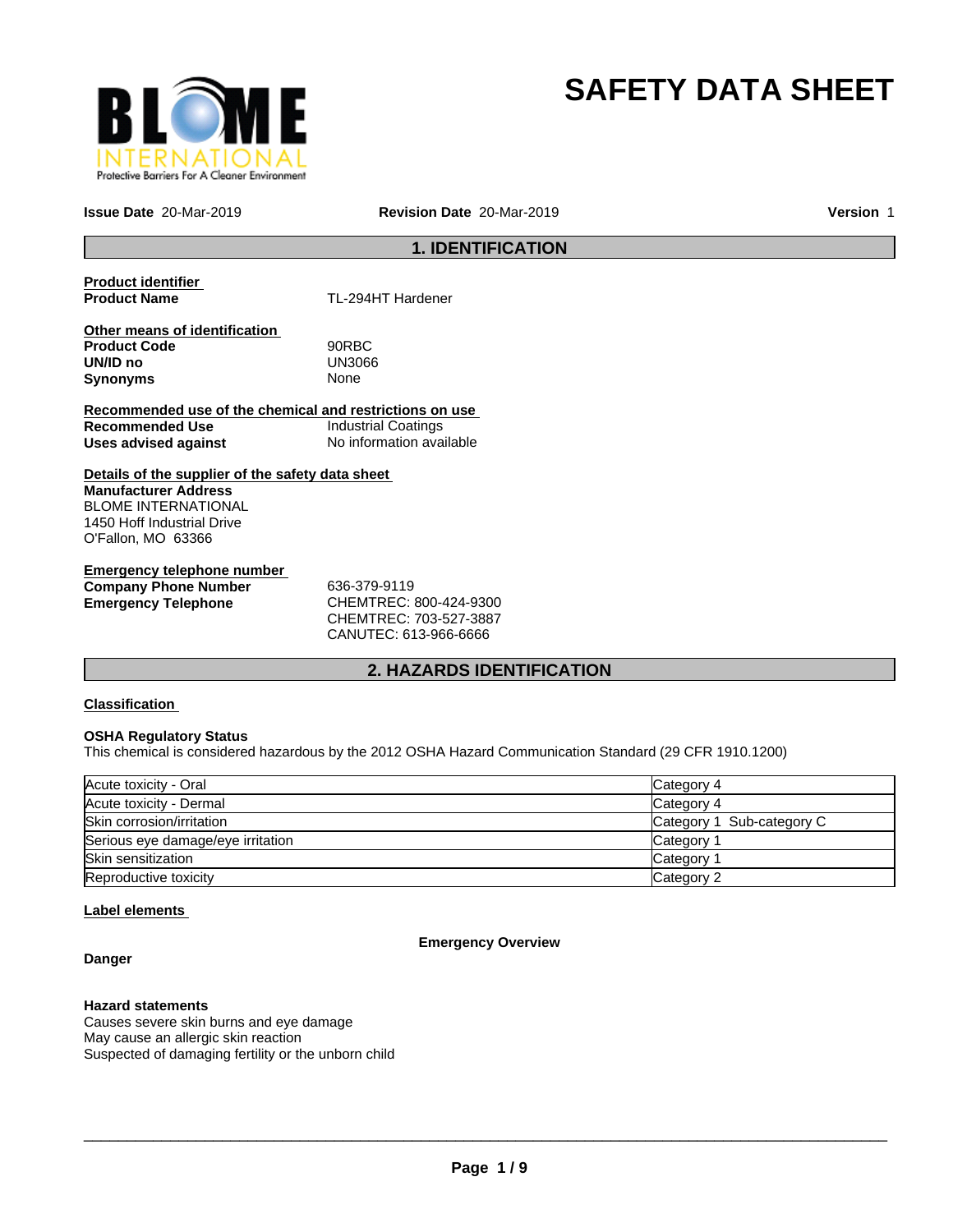# SAFETY DATA SHEET

**Issue Date** 20-Mar-2019 **Revision Date** 20-Mar-2019 **Version** 1

## 1. IDENTIFICATION

**Product identifier**

**Product Name** TL-294HT Hardener

**Other means of identification**

**Product Code** 90RBC
**UN/ID no** UN3066
**Synonyms** None

**Recommended use of the chemical and restrictions on use**

**Recommended Use** Industrial Coatings
**Uses advised against** No information available

**Details of the supplier of the safety data sheet**

**Manufacturer Address**
BLOME INTERNATIONAL
1450 Hoff Industrial Drive
O'Fallon, MO 63366

**Emergency telephone number**

**Company Phone Number** 636-379-9119
**Emergency Telephone** CHEMTREC: 800-424-9300
CHEMTREC: 703-527-3887
CANUTEC: 613-966-6666

## 2. HAZARDS IDENTIFICATION

**Classification**

**OSHA Regulatory Status**
This chemical is considered hazardous by the 2012 OSHA Hazard Communication Standard (29 CFR 1910.1200)

| | |
|---|---|
| Acute toxicity - Oral | Category 4 |
| Acute toxicity - Dermal | Category 4 |
| Skin corrosion/irritation | Category 1 Sub-category C |
| Serious eye damage/eye irritation | Category 1 |
| Skin sensitization | Category 1 |
| Reproductive toxicity | Category 2 |

**Label elements**

**Emergency Overview**

**Danger**

**Hazard statements**
Causes severe skin burns and eye damage
May cause an allergic skin reaction
Suspected of damaging fertility or the unborn child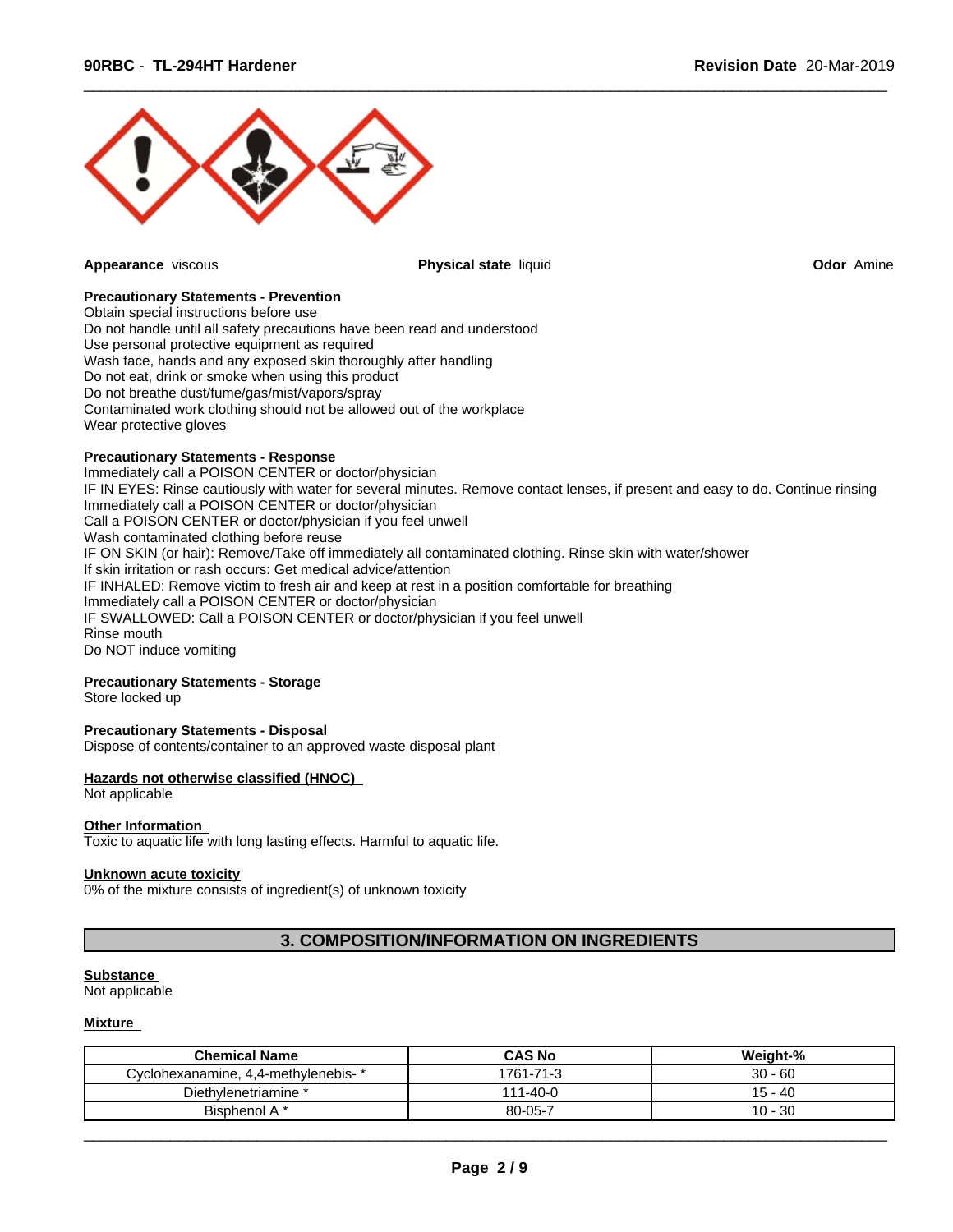**Appearance** viscous **Physical state** liquid **Odor** Amine

**Precautionary Statements - Prevention**

Obtain special instructions before use
Do not handle until all safety precautions have been read and understood
Use personal protective equipment as required
Wash face, hands and any exposed skin thoroughly after handling
Do not eat, drink or smoke when using this product
Do not breathe dust/fume/gas/mist/vapors/spray
Contaminated work clothing should not be allowed out of the workplace
Wear protective gloves

**Precautionary Statements - Response**

Immediately call a POISON CENTER or doctor/physician
IF IN EYES: Rinse cautiously with water for several minutes. Remove contact lenses, if present and easy to do. Continue rinsing
Immediately call a POISON CENTER or doctor/physician
Call a POISON CENTER or doctor/physician if you feel unwell
Wash contaminated clothing before reuse
IF ON SKIN (or hair): Remove/Take off immediately all contaminated clothing. Rinse skin with water/shower
If skin irritation or rash occurs: Get medical advice/attention
IF INHALED: Remove victim to fresh air and keep at rest in a position comfortable for breathing
Immediately call a POISON CENTER or doctor/physician
IF SWALLOWED: Call a POISON CENTER or doctor/physician if you feel unwell
Rinse mouth
Do NOT induce vomiting

**Precautionary Statements - Storage**

Store locked up

**Precautionary Statements - Disposal**

Dispose of contents/container to an approved waste disposal plant

**Hazards not otherwise classified (HNOC)**

Not applicable

**Other Information**

Toxic to aquatic life with long lasting effects. Harmful to aquatic life.

**Unknown acute toxicity**

0% of the mixture consists of ingredient(s) of unknown toxicity

## 3. COMPOSITION/INFORMATION ON INGREDIENTS

**Substance**

Not applicable

**Mixture**

| Chemical Name | CAS No | Weight-% |
|---|---|---|
| Cyclohexanamine, 4,4-methylenebis- * | 1761-71-3 | 30 - 60 |
| Diethylenetriamine * | 111-40-0 | 15 - 40 |
| Bisphenol A * | 80-05-7 | 10 - 30 |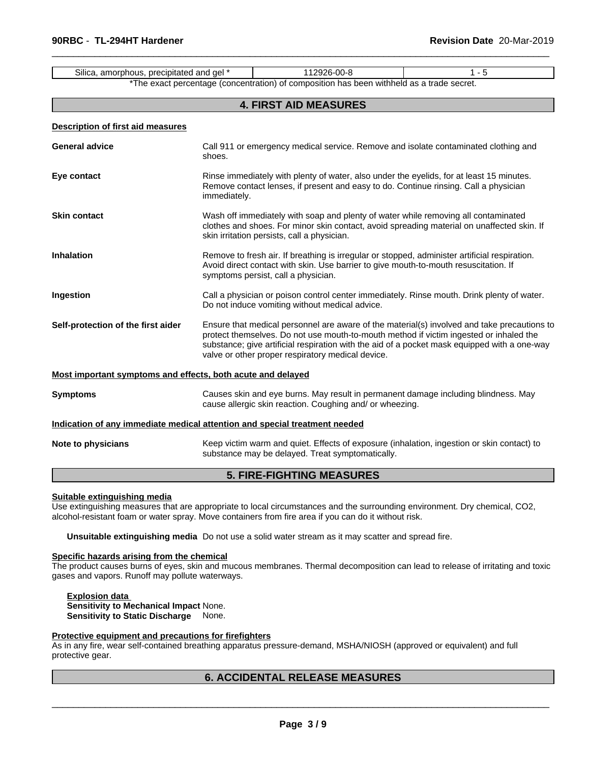| Silica, amorphous, precipitated and gel * | 112926-00-8 | 1 - 5 |
|---|---|---|

*The exact percentage (concentration) of composition has been withheld as a trade secret.

## 4. FIRST AID MEASURES

**Description of first aid measures**

**General advice** Call 911 or emergency medical service. Remove and isolate contaminated clothing and shoes.

**Eye contact** Rinse immediately with plenty of water, also under the eyelids, for at least 15 minutes. Remove contact lenses, if present and easy to do. Continue rinsing. Call a physician immediately.

**Skin contact** Wash off immediately with soap and plenty of water while removing all contaminated clothes and shoes. For minor skin contact, avoid spreading material on unaffected skin. If skin irritation persists, call a physician.

**Inhalation** Remove to fresh air. If breathing is irregular or stopped, administer artificial respiration. Avoid direct contact with skin. Use barrier to give mouth-to-mouth resuscitation. If symptoms persist, call a physician.

**Ingestion** Call a physician or poison control center immediately. Rinse mouth. Drink plenty of water. Do not induce vomiting without medical advice.

**Self-protection of the first aider** Ensure that medical personnel are aware of the material(s) involved and take precautions to protect themselves. Do not use mouth-to-mouth method if victim ingested or inhaled the substance; give artificial respiration with the aid of a pocket mask equipped with a one-way valve or other proper respiratory medical device.

**Most important symptoms and effects, both acute and delayed**

**Symptoms** Causes skin and eye burns. May result in permanent damage including blindness. May cause allergic skin reaction. Coughing and/ or wheezing.

**Indication of any immediate medical attention and special treatment needed**

**Note to physicians** Keep victim warm and quiet. Effects of exposure (inhalation, ingestion or skin contact) to substance may be delayed. Treat symptomatically.

## 5. FIRE-FIGHTING MEASURES

**Suitable extinguishing media**

Use extinguishing measures that are appropriate to local circumstances and the surrounding environment. Dry chemical, $CO_2$, alcohol-resistant foam or water spray. Move containers from fire area if you can do it without risk.

**Unsuitable extinguishing media** Do not use a solid water stream as it may scatter and spread fire.

**Specific hazards arising from the chemical**

The product causes burns of eyes, skin and mucous membranes. Thermal decomposition can lead to release of irritating and toxic gases and vapors. Runoff may pollute waterways.

**Explosion data**

**Sensitivity to Mechanical Impact** None.

**Sensitivity to Static Discharge** None.

**Protective equipment and precautions for firefighters**

As in any fire, wear self-contained breathing apparatus pressure-demand, MSHA/NIOSH (approved or equivalent) and full protective gear.

## 6. ACCIDENTAL RELEASE MEASURES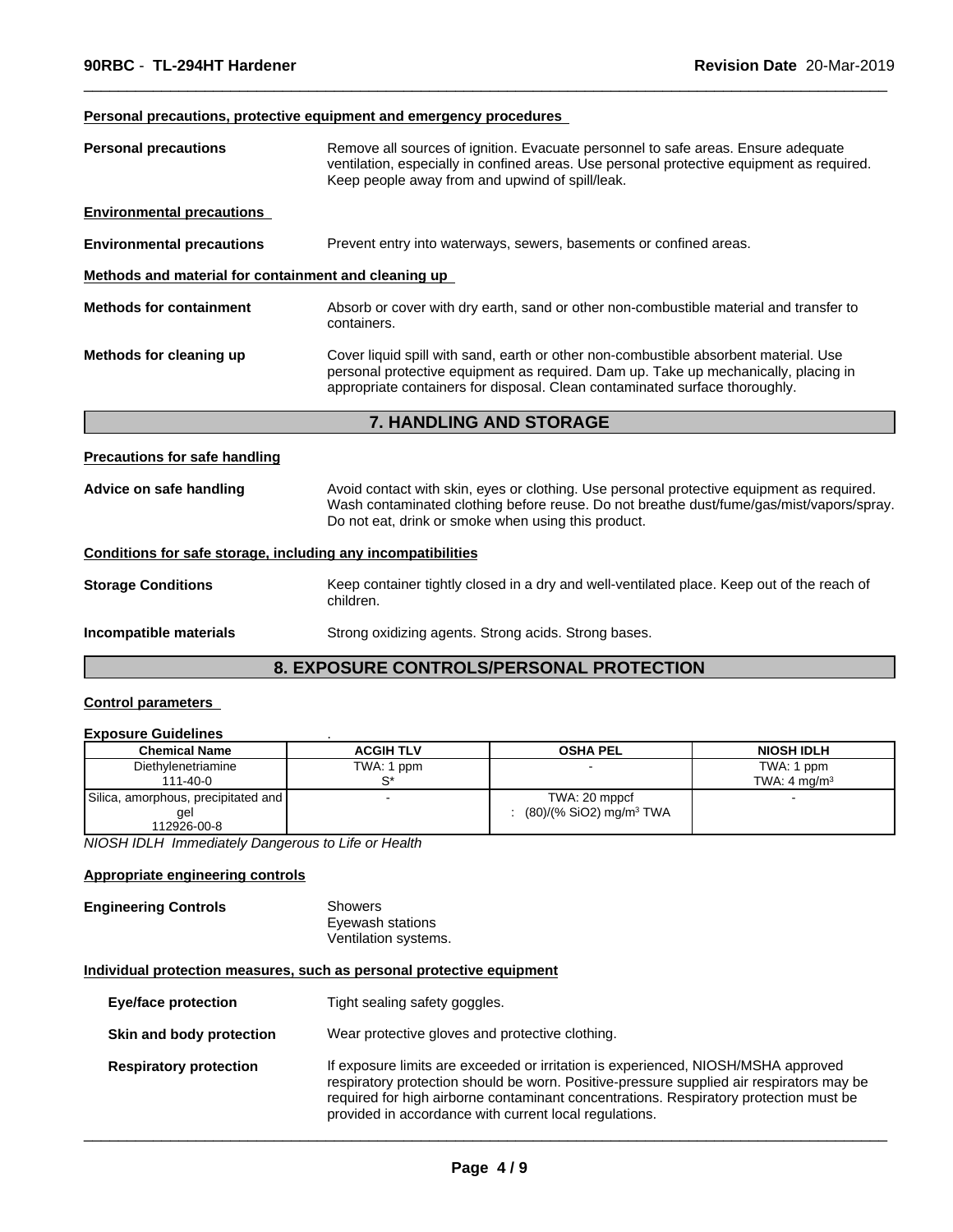**Personal precautions, protective equipment and emergency procedures**

**Personal precautions** Remove all sources of ignition. Evacuate personnel to safe areas. Ensure adequate ventilation, especially in confined areas. Use personal protective equipment as required. Keep people away from and upwind of spill/leak.

**Environmental precautions**

**Environmental precautions** Prevent entry into waterways, sewers, basements or confined areas.

**Methods and material for containment and cleaning up**

**Methods for containment** Absorb or cover with dry earth, sand or other non-combustible material and transfer to containers.

**Methods for cleaning up** Cover liquid spill with sand, earth or other non-combustible absorbent material. Use personal protective equipment as required. Dam up. Take up mechanically, placing in appropriate containers for disposal. Clean contaminated surface thoroughly.

## 7. HANDLING AND STORAGE

**Precautions for safe handling**

**Advice on safe handling** Avoid contact with skin, eyes or clothing. Use personal protective equipment as required. Wash contaminated clothing before reuse. Do not breathe dust/fume/gas/mist/vapors/spray. Do not eat, drink or smoke when using this product.

**Conditions for safe storage, including any incompatibilities**

**Storage Conditions** Keep container tightly closed in a dry and well-ventilated place. Keep out of the reach of children.

**Incompatible materials** Strong oxidizing agents. Strong acids. Strong bases.

## 8. EXPOSURE CONTROLS/PERSONAL PROTECTION

**Control parameters**

**Exposure Guidelines** .

| Chemical Name | ACGIH TLV | OSHA PEL | NIOSH IDLH |
|---|---|---|---|
| Diethylenetriamine 111-40-0 | TWA: 1 ppm S* | - | TWA: 1 ppm TWA: 4 mg/m³ |
| Silica, amorphous, precipitated and gel 112926-00-8 | - | TWA: 20 mppcf : (80)/(% SiO2) mg/m³ TWA | - |

*NIOSH IDLH Immediately Dangerous to Life or Health*

**Appropriate engineering controls**

**Engineering Controls** Showers
Eyewash stations
Ventilation systems.

**Individual protection measures, such as personal protective equipment**

**Eye/face protection** Tight sealing safety goggles.

**Skin and body protection** Wear protective gloves and protective clothing.

**Respiratory protection** If exposure limits are exceeded or irritation is experienced, NIOSH/MSHA approved respiratory protection should be worn. Positive-pressure supplied air respirators may be required for high airborne contaminant concentrations. Respiratory protection must be provided in accordance with current local regulations.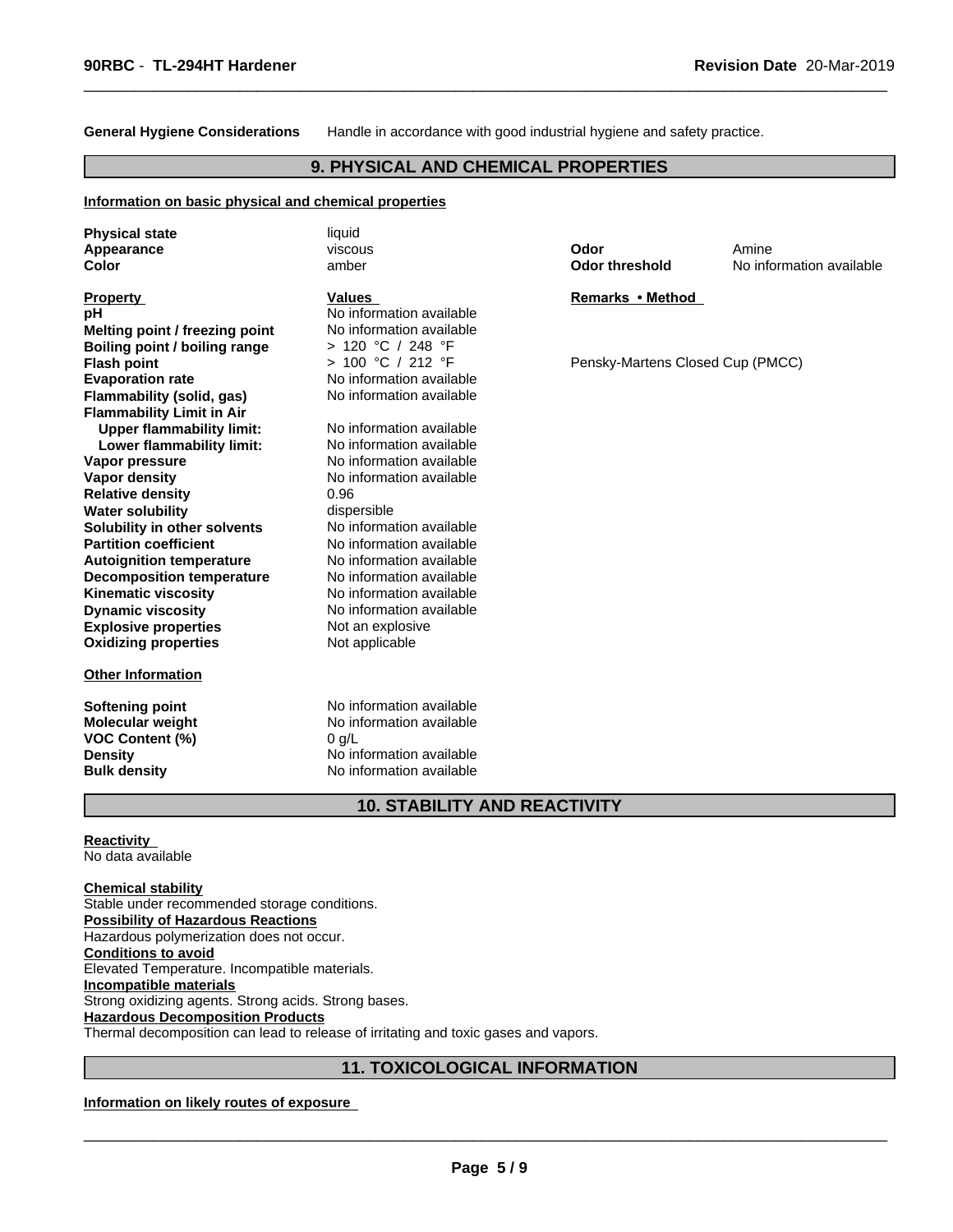**General Hygiene Considerations** Handle in accordance with good industrial hygiene and safety practice.

## 9. PHYSICAL AND CHEMICAL PROPERTIES

### Information on basic physical and chemical properties

| | | | |
|---|---|---|---|
| **Physical state** | liquid | | |
| **Appearance** | viscous | **Odor** | Amine |
| **Color** | amber | **Odor threshold** | No information available |

| **Property** | **Values** | **Remarks • Method** |
|---|---|---|
| **pH** | No information available | |
| **Melting point / freezing point** | No information available | |
| **Boiling point / boiling range** | > 120 °C / 248 °F | |
| **Flash point** | > 100 °C / 212 °F | Pensky-Martens Closed Cup (PMCC) |
| **Evaporation rate** | No information available | |
| **Flammability (solid, gas)** | No information available | |
| **Flammability Limit in Air** | | |
| **Upper flammability limit:** | No information available | |
| **Lower flammability limit:** | No information available | |
| **Vapor pressure** | No information available | |
| **Vapor density** | No information available | |
| **Relative density** | 0.96 | |
| **Water solubility** | dispersible | |
| **Solubility in other solvents** | No information available | |
| **Partition coefficient** | No information available | |
| **Autoignition temperature** | No information available | |
| **Decomposition temperature** | No information available | |
| **Kinematic viscosity** | No information available | |
| **Dynamic viscosity** | No information available | |
| **Explosive properties** | Not an explosive | |
| **Oxidizing properties** | Not applicable | |

### Other Information

| | |
|---|---|
| **Softening point** | No information available |
| **Molecular weight** | No information available |
| **VOC Content (%)** | 0 g/L |
| **Density** | No information available |
| **Bulk density** | No information available |

## 10. STABILITY AND REACTIVITY

**Reactivity**
No data available

**Chemical stability**
Stable under recommended storage conditions.

**Possibility of Hazardous Reactions**
Hazardous polymerization does not occur.

**Conditions to avoid**
Elevated Temperature. Incompatible materials.

**Incompatible materials**
Strong oxidizing agents. Strong acids. Strong bases.

**Hazardous Decomposition Products**
Thermal decomposition can lead to release of irritating and toxic gases and vapors.

## 11. TOXICOLOGICAL INFORMATION

### Information on likely routes of exposure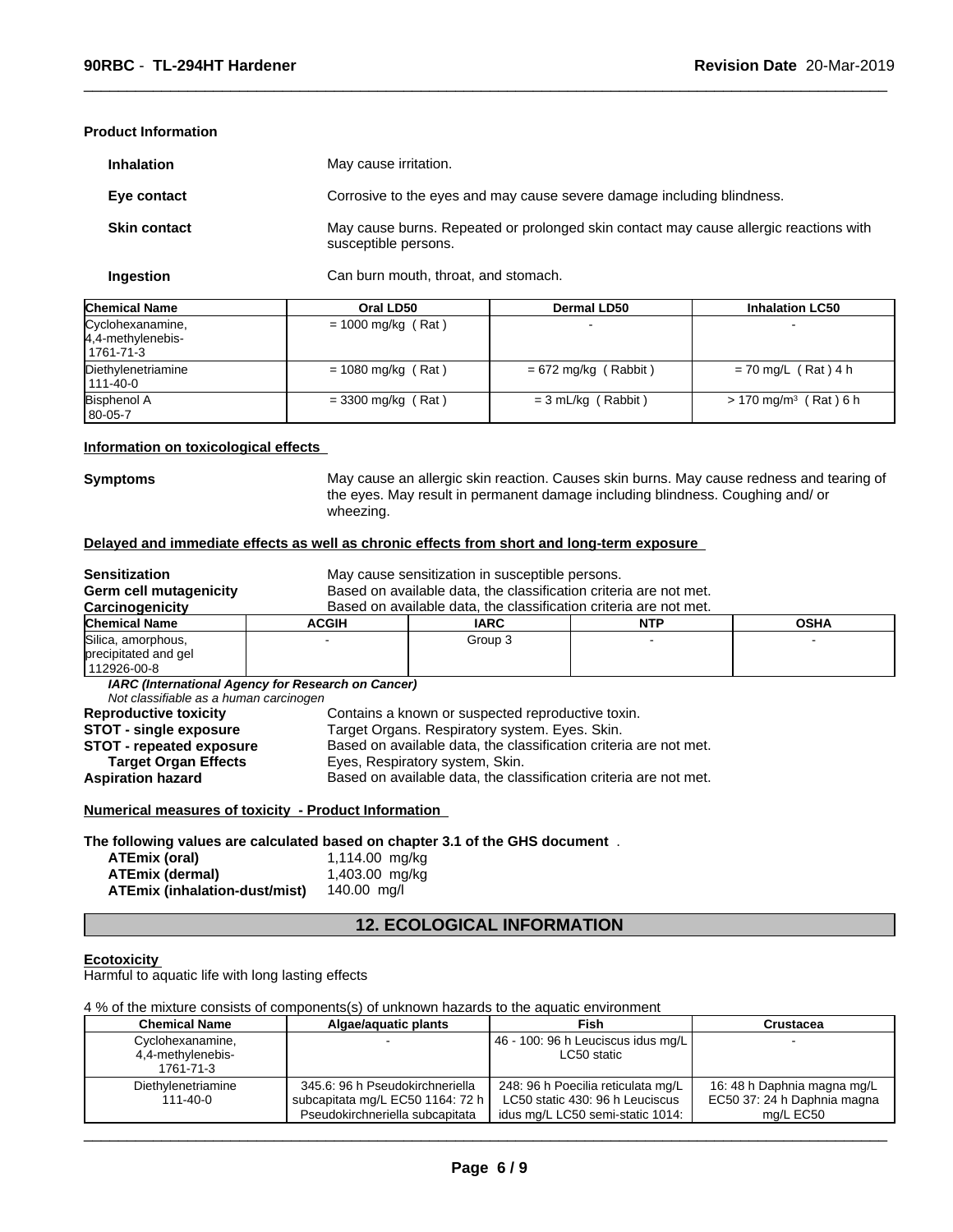**Product Information**

**Inhalation** May cause irritation.

**Eye contact** Corrosive to the eyes and may cause severe damage including blindness.

**Skin contact** May cause burns. Repeated or prolonged skin contact may cause allergic reactions with susceptible persons.

**Ingestion** Can burn mouth, throat, and stomach.

| Chemical Name | Oral LD50 | Dermal LD50 | Inhalation LC50 |
|---|---|---|---|
| Cyclohexanamine, 4,4-methylenebis- 1761-71-3 | = 1000 mg/kg ( Rat ) | - | - |
| Diethylenetriamine 111-40-0 | = 1080 mg/kg ( Rat ) | = 672 mg/kg ( Rabbit ) | = 70 mg/L ( Rat ) 4 h |
| Bisphenol A 80-05-7 | = 3300 mg/kg ( Rat ) | = 3 mL/kg ( Rabbit ) | > 170 mg/m³ ( Rat ) 6 h |

**Information on toxicological effects**

**Symptoms** May cause an allergic skin reaction. Causes skin burns. May cause redness and tearing of the eyes. May result in permanent damage including blindness. Coughing and/ or wheezing.

**Delayed and immediate effects as well as chronic effects from short and long-term exposure**

**Sensitization** May cause sensitization in susceptible persons.
**Germ cell mutagenicity** Based on available data, the classification criteria are not met.
**Carcinogenicity** Based on available data, the classification criteria are not met.

| Chemical Name | ACGIH | IARC | NTP | OSHA |
|---|---|---|---|---|
| Silica, amorphous, precipitated and gel 112926-00-8 | - | Group 3 | - | - |

*IARC (International Agency for Research on Cancer)*
*Not classifiable as a human carcinogen*

**Reproductive toxicity** Contains a known or suspected reproductive toxin.
**STOT - single exposure** Target Organs. Respiratory system. Eyes. Skin.
**STOT - repeated exposure** Based on available data, the classification criteria are not met.
**Target Organ Effects** Eyes, Respiratory system, Skin.
**Aspiration hazard** Based on available data, the classification criteria are not met.

**Numerical measures of toxicity - Product Information**

**The following values are calculated based on chapter 3.1 of the GHS document** .

**ATEmix (oral)** 1,114.00 mg/kg
**ATEmix (dermal)** 1,403.00 mg/kg
**ATEmix (inhalation-dust/mist)** 140.00 mg/l

## 12. ECOLOGICAL INFORMATION

**Ecotoxicity**

Harmful to aquatic life with long lasting effects

4 % of the mixture consists of components(s) of unknown hazards to the aquatic environment

| Chemical Name | Algae/aquatic plants | Fish | Crustacea |
|---|---|---|---|
| Cyclohexanamine, 4,4-methylenebis- 1761-71-3 | - | 46 - 100: 96 h Leuciscus idus mg/L LC50 static | - |
| Diethylenetriamine 111-40-0 | 345.6: 96 h Pseudokirchneriella subcapitata mg/L EC50 1164: 72 h Pseudokirchneriella subcapitata | 248: 96 h Poecilia reticulata mg/L LC50 static 430: 96 h Leuciscus idus mg/L LC50 semi-static 1014: | 16: 48 h Daphnia magna mg/L EC50 37: 24 h Daphnia magna mg/L EC50 |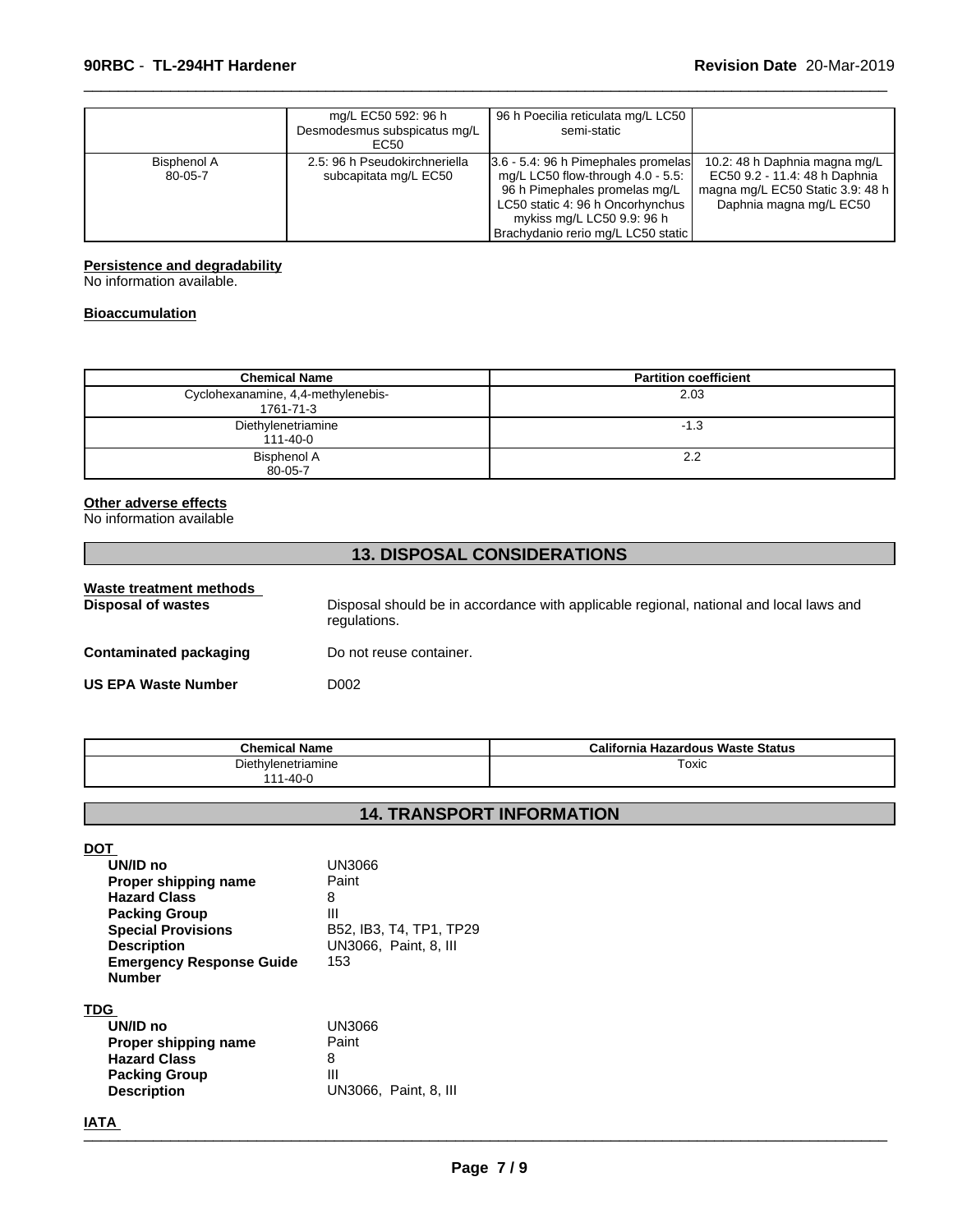| | mg/L EC50 592: 96 h Desmodesmus subspicatus mg/L EC50 | 96 h Poecilia reticulata mg/L LC50 semi-static | |
|---|---|---|---|
| Bisphenol A 80-05-7 | 2.5: 96 h Pseudokirchneriella subcapitata mg/L EC50 | 3.6 - 5.4: 96 h Pimephales promelas mg/L LC50 flow-through 4.0 - 5.5: 96 h Pimephales promelas mg/L LC50 static 4: 96 h Oncorhynchus mykiss mg/L LC50 9.9: 96 h Brachydanio rerio mg/L LC50 static | 10.2: 48 h Daphnia magna mg/L EC50 9.2 - 11.4: 48 h Daphnia magna mg/L EC50 Static 3.9: 48 h Daphnia magna mg/L EC50 |

**Persistence and degradability**

No information available.

**Bioaccumulation**

| Chemical Name | Partition coefficient |
|---|---|
| Cyclohexanamine, 4,4-methylenebis- 1761-71-3 | 2.03 |
| Diethylenetriamine 111-40-0 | -1.3 |
| Bisphenol A 80-05-7 | 2.2 |

**Other adverse effects**

No information available

## 13. DISPOSAL CONSIDERATIONS

**Waste treatment methods**

**Disposal of wastes** Disposal should be in accordance with applicable regional, national and local laws and regulations.

**Contaminated packaging** Do not reuse container.

**US EPA Waste Number** D002

| Chemical Name | California Hazardous Waste Status |
|---|---|
| Diethylenetriamine 111-40-0 | Toxic |

## 14. TRANSPORT INFORMATION

**DOT**

**UN/ID no** UN3066
**Proper shipping name** Paint
**Hazard Class** 8
**Packing Group** III
**Special Provisions** B52, IB3, T4, TP1, TP29
**Description** UN3066, Paint, 8, III
**Emergency Response Guide Number** 153

**TDG**

**UN/ID no** UN3066
**Proper shipping name** Paint
**Hazard Class** 8
**Packing Group** III
**Description** UN3066, Paint, 8, III

**IATA**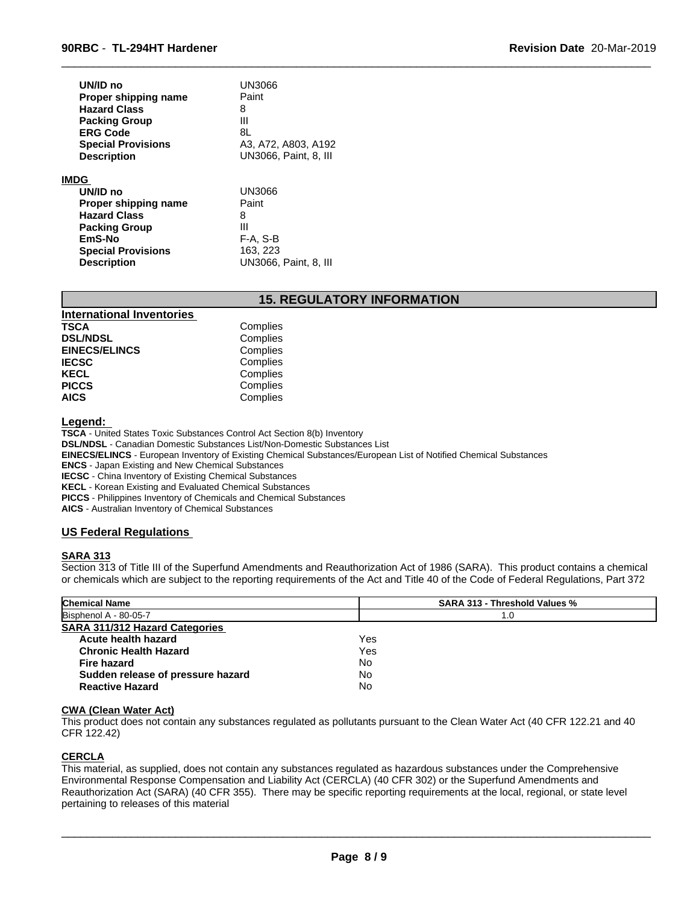| | |
|---|---|
| **UN/ID no** | UN3066 |
| **Proper shipping name** | Paint |
| **Hazard Class** | 8 |
| **Packing Group** | III |
| **ERG Code** | 8L |
| **Special Provisions** | A3, A72, A803, A192 |
| **Description** | UN3066, Paint, 8, III |

**IMDG**

| | |
|---|---|
| **UN/ID no** | UN3066 |
| **Proper shipping name** | Paint |
| **Hazard Class** | 8 |
| **Packing Group** | III |
| **EmS-No** | F-A, S-B |
| **Special Provisions** | 163, 223 |
| **Description** | UN3066, Paint, 8, III |

## 15. REGULATORY INFORMATION

**International Inventories**

| | |
|---|---|
| **TSCA** | Complies |
| **DSL/NDSL** | Complies |
| **EINECS/ELINCS** | Complies |
| **IECSC** | Complies |
| **KECL** | Complies |
| **PICCS** | Complies |
| **AICS** | Complies |

**Legend:**

**TSCA** - United States Toxic Substances Control Act Section 8(b) Inventory
**DSL/NDSL** - Canadian Domestic Substances List/Non-Domestic Substances List
**EINECS/ELINCS** - European Inventory of Existing Chemical Substances/European List of Notified Chemical Substances
**ENCS** - Japan Existing and New Chemical Substances
**IECSC** - China Inventory of Existing Chemical Substances
**KECL** - Korean Existing and Evaluated Chemical Substances
**PICCS** - Philippines Inventory of Chemicals and Chemical Substances
**AICS** - Australian Inventory of Chemical Substances

### US Federal Regulations

**SARA 313**

Section 313 of Title III of the Superfund Amendments and Reauthorization Act of 1986 (SARA). This product contains a chemical or chemicals which are subject to the reporting requirements of the Act and Title 40 of the Code of Federal Regulations, Part 372

| Chemical Name | SARA 313 - Threshold Values % |
|---|---|
| Bisphenol A - 80-05-7 | 1.0 |

**SARA 311/312 Hazard Categories**

| | |
|---|---|
| **Acute health hazard** | Yes |
| **Chronic Health Hazard** | Yes |
| **Fire hazard** | No |
| **Sudden release of pressure hazard** | No |
| **Reactive Hazard** | No |

**CWA (Clean Water Act)**

This product does not contain any substances regulated as pollutants pursuant to the Clean Water Act (40 CFR 122.21 and 40 CFR 122.42)

**CERCLA**

This material, as supplied, does not contain any substances regulated as hazardous substances under the Comprehensive Environmental Response Compensation and Liability Act (CERCLA) (40 CFR 302) or the Superfund Amendments and Reauthorization Act (SARA) (40 CFR 355). There may be specific reporting requirements at the local, regional, or state level pertaining to releases of this material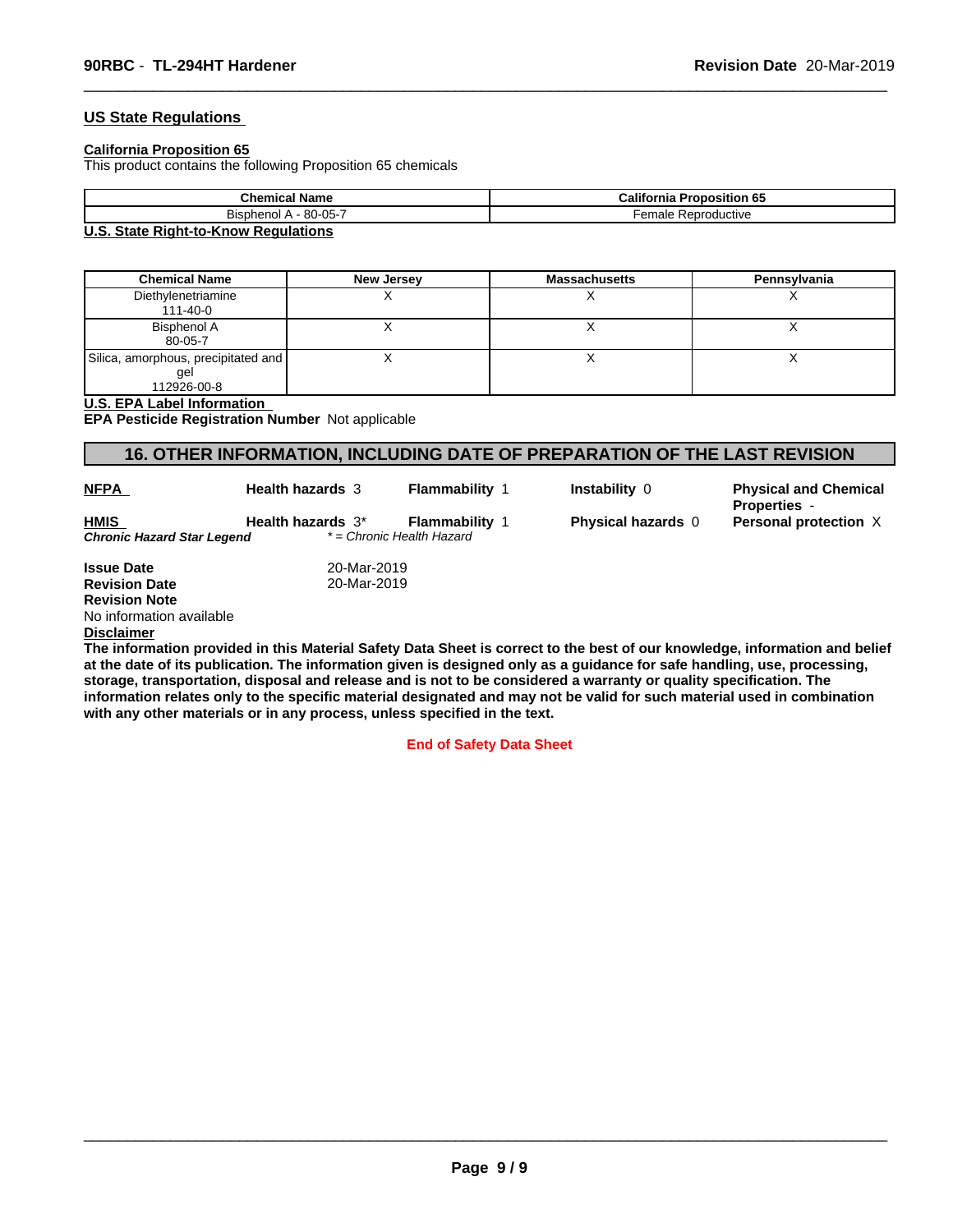## US State Regulations

**California Proposition 65**

This product contains the following Proposition 65 chemicals

| Chemical Name | California Proposition 65 |
|---|---|
| Bisphenol A - 80-05-7 | Female Reproductive |

**U.S. State Right-to-Know Regulations**

| Chemical Name | New Jersey | Massachusetts | Pennsylvania |
|---|---|---|---|
| Diethylenetriamine 111-40-0 | X | X | X |
| Bisphenol A 80-05-7 | X | X | X |
| Silica, amorphous, precipitated and gel 112926-00-8 | X | X | X |

**U.S. EPA Label Information**

**EPA Pesticide Registration Number** Not applicable

## 16. OTHER INFORMATION, INCLUDING DATE OF PREPARATION OF THE LAST REVISION

| | | | | |
|---|---|---|---|---|
| **NFPA** | **Health hazards** 3 | **Flammability** 1 | **Instability** 0 | **Physical and Chemical Properties** - |
| **HMIS** | **Health hazards** 3* | **Flammability** 1 | **Physical hazards** 0 | **Personal protection** X |

***Chronic Hazard Star Legend*** *\* = Chronic Health Hazard*

**Issue Date** 20-Mar-2019

**Revision Date** 20-Mar-2019

**Revision Note**

No information available

**Disclaimer**

**The information provided in this Material Safety Data Sheet is correct to the best of our knowledge, information and belief at the date of its publication. The information given is designed only as a guidance for safe handling, use, processing, storage, transportation, disposal and release and is not to be considered a warranty or quality specification. The information relates only to the specific material designated and may not be valid for such material used in combination with any other materials or in any process, unless specified in the text.**

**End of Safety Data Sheet**